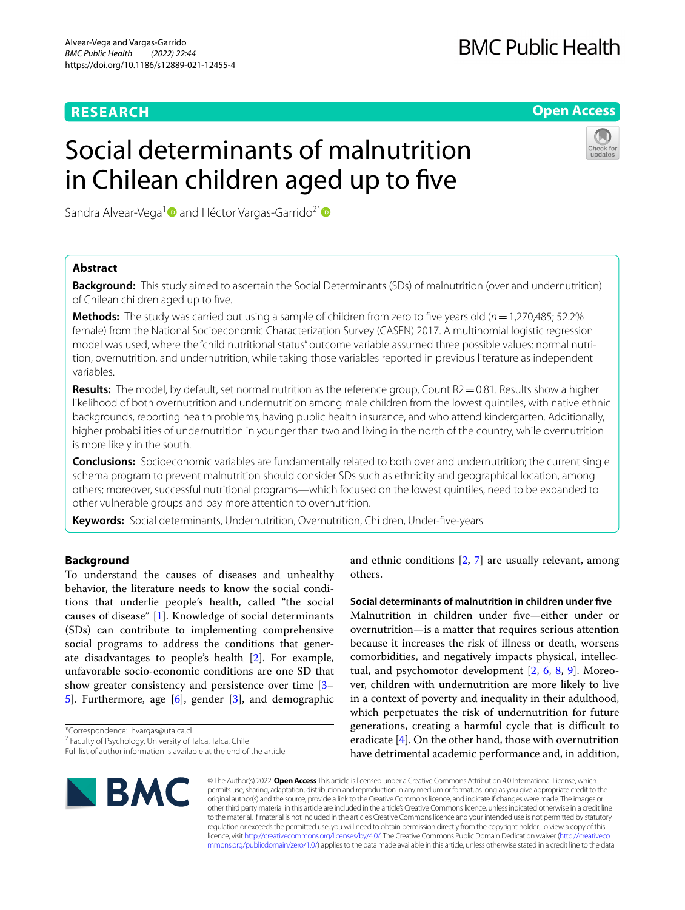RESEARCH

Open Access

# Social determinants of malnutrition in Chilean children aged up to five

Sandra Alvear-Vega[1] and Héctor Vargas-Garrido[2*]

## Abstract

**Background:** This study aimed to ascertain the Social Determinants (SDs) of malnutrition (over and undernutrition) of Chilean children aged up to five.

**Methods:** The study was carried out using a sample of children from zero to five years old ($n = 1{,}270{,}485$; 52.2% female) from the National Socioeconomic Characterization Survey (CASEN) 2017. A multinomial logistic regression model was used, where the "child nutritional status" outcome variable assumed three possible values: normal nutrition, overnutrition, and undernutrition, while taking those variables reported in previous literature as independent variables.

**Results:** The model, by default, set normal nutrition as the reference group, Count $R2 = 0.81$. Results show a higher likelihood of both overnutrition and undernutrition among male children from the lowest quintiles, with native ethnic backgrounds, reporting health problems, having public health insurance, and who attend kindergarten. Additionally, higher probabilities of undernutrition in younger than two and living in the north of the country, while overnutrition is more likely in the south.

**Conclusions:** Socioeconomic variables are fundamentally related to both over and undernutrition; the current single schema program to prevent malnutrition should consider SDs such as ethnicity and geographical location, among others; moreover, successful nutritional programs—which focused on the lowest quintiles, need to be expanded to other vulnerable groups and pay more attention to overnutrition.

**Keywords:** Social determinants, Undernutrition, Overnutrition, Children, Under-five-years

## Background

To understand the causes of diseases and unhealthy behavior, the literature needs to know the social conditions that underlie people's health, called "the social causes of disease" [1]. Knowledge of social determinants (SDs) can contribute to implementing comprehensive social programs to address the conditions that generate disadvantages to people's health [2]. For example, unfavorable socio-economic conditions are one SD that show greater consistency and persistence over time [3–5]. Furthermore, age [6], gender [3], and demographic and ethnic conditions [2, 7] are usually relevant, among others.

### Social determinants of malnutrition in children under five

Malnutrition in children under five—either under or overnutrition—is a matter that requires serious attention because it increases the risk of illness or death, worsens comorbidities, and negatively impacts physical, intellectual, and psychomotor development [2, 6, 8, 9]. Moreover, children with undernutrition are more likely to live in a context of poverty and inequality in their adulthood, which perpetuates the risk of undernutrition for future generations, creating a harmful cycle that is difficult to eradicate [4]. On the other hand, those with overnutrition have detrimental academic performance and, in addition,

*Correspondence: hvargas@utalca.cl
[2] Faculty of Psychology, University of Talca, Talca, Chile
Full list of author information is available at the end of the article

© The Author(s) 2022. **Open Access** This article is licensed under a Creative Commons Attribution 4.0 International License, which permits use, sharing, adaptation, distribution and reproduction in any medium or format, as long as you give appropriate credit to the original author(s) and the source, provide a link to the Creative Commons licence, and indicate if changes were made. The images or other third party material in this article are included in the article's Creative Commons licence, unless indicated otherwise in a credit line to the material. If material is not included in the article's Creative Commons licence and your intended use is not permitted by statutory regulation or exceeds the permitted use, you will need to obtain permission directly from the copyright holder. To view a copy of this licence, visit http://creativecommons.org/licenses/by/4.0/. The Creative Commons Public Domain Dedication waiver (http://creativecommons.org/publicdomain/zero/1.0/) applies to the data made available in this article, unless otherwise stated in a credit line to the data.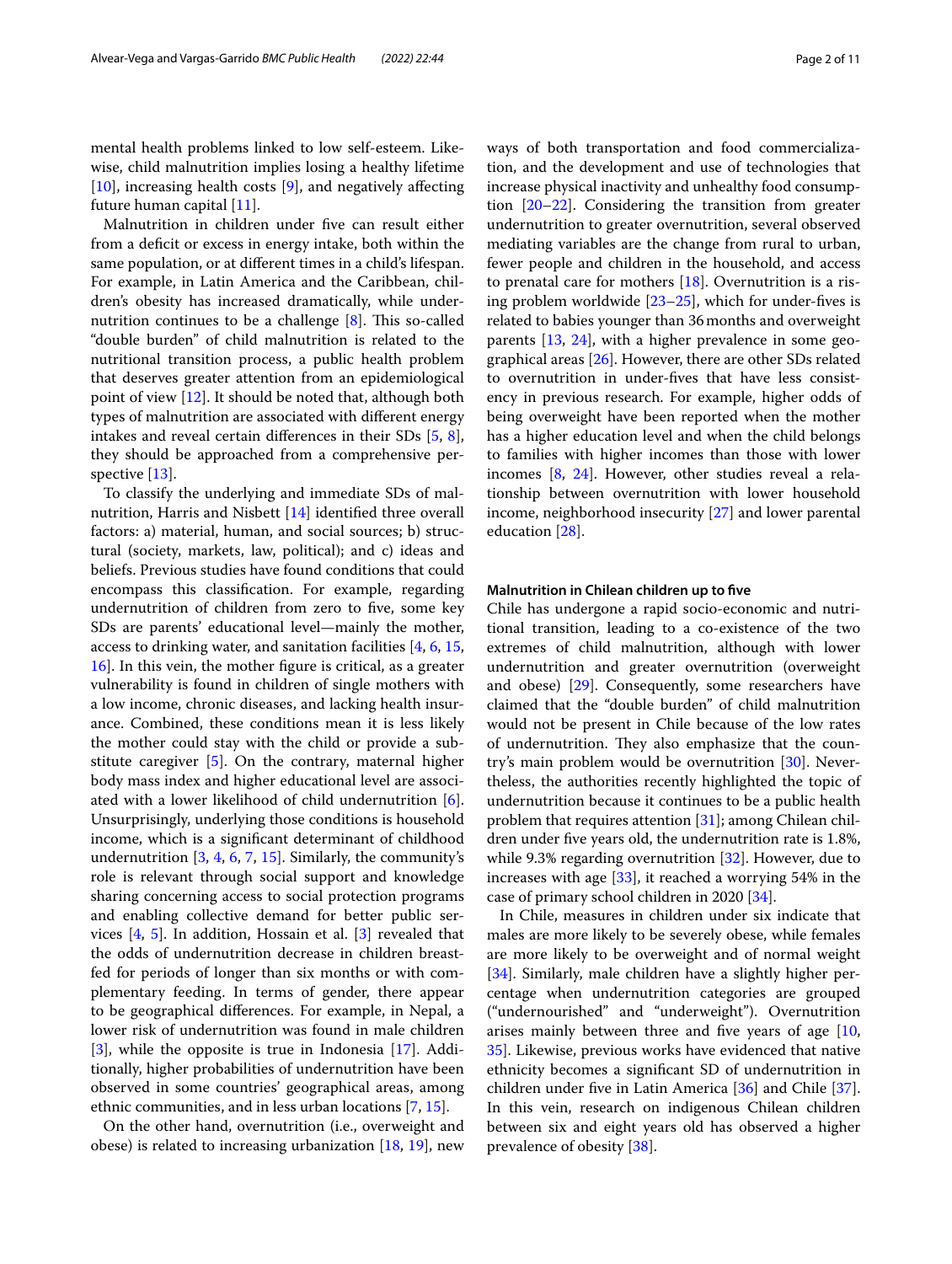mental health problems linked to low self-esteem. Likewise, child malnutrition implies losing a healthy lifetime [10], increasing health costs [9], and negatively affecting future human capital [11].

Malnutrition in children under five can result either from a deficit or excess in energy intake, both within the same population, or at different times in a child's lifespan. For example, in Latin America and the Caribbean, children's obesity has increased dramatically, while undernutrition continues to be a challenge [8]. This so-called "double burden" of child malnutrition is related to the nutritional transition process, a public health problem that deserves greater attention from an epidemiological point of view [12]. It should be noted that, although both types of malnutrition are associated with different energy intakes and reveal certain differences in their SDs [5, 8], they should be approached from a comprehensive perspective [13].

To classify the underlying and immediate SDs of malnutrition, Harris and Nisbett [14] identified three overall factors: a) material, human, and social sources; b) structural (society, markets, law, political); and c) ideas and beliefs. Previous studies have found conditions that could encompass this classification. For example, regarding undernutrition of children from zero to five, some key SDs are parents' educational level—mainly the mother, access to drinking water, and sanitation facilities [4, 6, 15, 16]. In this vein, the mother figure is critical, as a greater vulnerability is found in children of single mothers with a low income, chronic diseases, and lacking health insurance. Combined, these conditions mean it is less likely the mother could stay with the child or provide a substitute caregiver [5]. On the contrary, maternal higher body mass index and higher educational level are associated with a lower likelihood of child undernutrition [6]. Unsurprisingly, underlying those conditions is household income, which is a significant determinant of childhood undernutrition [3, 4, 6, 7, 15]. Similarly, the community's role is relevant through social support and knowledge sharing concerning access to social protection programs and enabling collective demand for better public services [4, 5]. In addition, Hossain et al. [3] revealed that the odds of undernutrition decrease in children breastfed for periods of longer than six months or with complementary feeding. In terms of gender, there appear to be geographical differences. For example, in Nepal, a lower risk of undernutrition was found in male children [3], while the opposite is true in Indonesia [17]. Additionally, higher probabilities of undernutrition have been observed in some countries' geographical areas, among ethnic communities, and in less urban locations [7, 15].

On the other hand, overnutrition (i.e., overweight and obese) is related to increasing urbanization [18, 19], new ways of both transportation and food commercialization, and the development and use of technologies that increase physical inactivity and unhealthy food consumption [20–22]. Considering the transition from greater undernutrition to greater overnutrition, several observed mediating variables are the change from rural to urban, fewer people and children in the household, and access to prenatal care for mothers [18]. Overnutrition is a rising problem worldwide [23–25], which for under-fives is related to babies younger than 36 months and overweight parents [13, 24], with a higher prevalence in some geographical areas [26]. However, there are other SDs related to overnutrition in under-fives that have less consistency in previous research. For example, higher odds of being overweight have been reported when the mother has a higher education level and when the child belongs to families with higher incomes than those with lower incomes [8, 24]. However, other studies reveal a relationship between overnutrition with lower household income, neighborhood insecurity [27] and lower parental education [28].

### Malnutrition in Chilean children up to five

Chile has undergone a rapid socio-economic and nutritional transition, leading to a co-existence of the two extremes of child malnutrition, although with lower undernutrition and greater overnutrition (overweight and obese) [29]. Consequently, some researchers have claimed that the "double burden" of child malnutrition would not be present in Chile because of the low rates of undernutrition. They also emphasize that the country's main problem would be overnutrition [30]. Nevertheless, the authorities recently highlighted the topic of undernutrition because it continues to be a public health problem that requires attention [31]; among Chilean children under five years old, the undernutrition rate is 1.8%, while 9.3% regarding overnutrition [32]. However, due to increases with age [33], it reached a worrying 54% in the case of primary school children in 2020 [34].

In Chile, measures in children under six indicate that males are more likely to be severely obese, while females are more likely to be overweight and of normal weight [34]. Similarly, male children have a slightly higher percentage when undernutrition categories are grouped ("undernourished" and "underweight"). Overnutrition arises mainly between three and five years of age [10, 35]. Likewise, previous works have evidenced that native ethnicity becomes a significant SD of undernutrition in children under five in Latin America [36] and Chile [37]. In this vein, research on indigenous Chilean children between six and eight years old has observed a higher prevalence of obesity [38].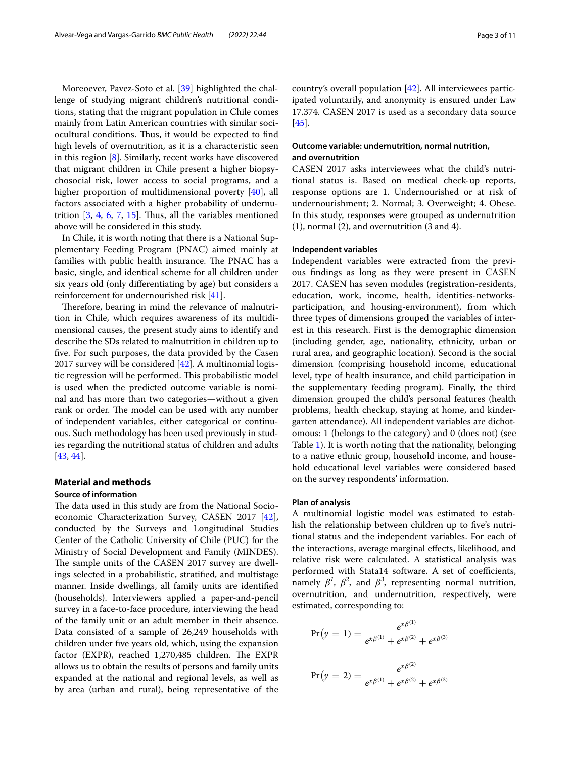Moreoever, Pavez-Soto et al. [39] highlighted the challenge of studying migrant children's nutritional conditions, stating that the migrant population in Chile comes mainly from Latin American countries with similar sociocultural conditions. Thus, it would be expected to find high levels of overnutrition, as it is a characteristic seen in this region [8]. Similarly, recent works have discovered that migrant children in Chile present a higher biopsychosocial risk, lower access to social programs, and a higher proportion of multidimensional poverty [40], all factors associated with a higher probability of undernutrition [3, 4, 6, 7, 15]. Thus, all the variables mentioned above will be considered in this study.

In Chile, it is worth noting that there is a National Supplementary Feeding Program (PNAC) aimed mainly at families with public health insurance. The PNAC has a basic, single, and identical scheme for all children under six years old (only differentiating by age) but considers a reinforcement for undernourished risk [41].

Therefore, bearing in mind the relevance of malnutrition in Chile, which requires awareness of its multidimensional causes, the present study aims to identify and describe the SDs related to malnutrition in children up to five. For such purposes, the data provided by the Casen 2017 survey will be considered [42]. A multinomial logistic regression will be performed. This probabilistic model is used when the predicted outcome variable is nominal and has more than two categories—without a given rank or order. The model can be used with any number of independent variables, either categorical or continuous. Such methodology has been used previously in studies regarding the nutritional status of children and adults [43, 44].

## Material and methods

### Source of information

The data used in this study are from the National Socioeconomic Characterization Survey, CASEN 2017 [42], conducted by the Surveys and Longitudinal Studies Center of the Catholic University of Chile (PUC) for the Ministry of Social Development and Family (MINDES). The sample units of the CASEN 2017 survey are dwellings selected in a probabilistic, stratified, and multistage manner. Inside dwellings, all family units are identified (households). Interviewers applied a paper-and-pencil survey in a face-to-face procedure, interviewing the head of the family unit or an adult member in their absence. Data consisted of a sample of 26,249 households with children under five years old, which, using the expansion factor (EXPR), reached 1,270,485 children. The EXPR allows us to obtain the results of persons and family units expanded at the national and regional levels, as well as by area (urban and rural), being representative of the country's overall population [42]. All interviewees participated voluntarily, and anonymity is ensured under Law 17.374. CASEN 2017 is used as a secondary data source [45].

### Outcome variable: undernutrition, normal nutrition, and overnutrition

CASEN 2017 asks interviewees what the child's nutritional status is. Based on medical check-up reports, response options are 1. Undernourished or at risk of undernourishment; 2. Normal; 3. Overweight; 4. Obese. In this study, responses were grouped as undernutrition (1), normal (2), and overnutrition (3 and 4).

### Independent variables

Independent variables were extracted from the previous findings as long as they were present in CASEN 2017. CASEN has seven modules (registration-residents, education, work, income, health, identities-networks-participation, and housing-environment), from which three types of dimensions grouped the variables of interest in this research. First is the demographic dimension (including gender, age, nationality, ethnicity, urban or rural area, and geographic location). Second is the social dimension (comprising household income, educational level, type of health insurance, and child participation in the supplementary feeding program). Finally, the third dimension grouped the child's personal features (health problems, health checkup, staying at home, and kindergarten attendance). All independent variables are dichotomous: 1 (belongs to the category) and 0 (does not) (see Table 1). It is worth noting that the nationality, belonging to a native ethnic group, household income, and household educational level variables were considered based on the survey respondents' information.

### Plan of analysis

A multinomial logistic model was estimated to establish the relationship between children up to five's nutritional status and the independent variables. For each of the interactions, average marginal effects, likelihood, and relative risk were calculated. A statistical analysis was performed with Stata14 software. A set of coefficients, namely $\beta^1$, $\beta^2$, and $\beta^3$, representing normal nutrition, overnutrition, and undernutrition, respectively, were estimated, corresponding to:

$$\Pr(y = 1) = \frac{e^{x\beta^{(1)}}}{e^{x\beta^{(1)}} + e^{x\beta^{(2)}} + e^{x\beta^{(3)}}}$$

$$\Pr(y = 2) = \frac{e^{x\beta^{(2)}}}{e^{x\beta^{(1)}} + e^{x\beta^{(2)}} + e^{x\beta^{(3)}}}$$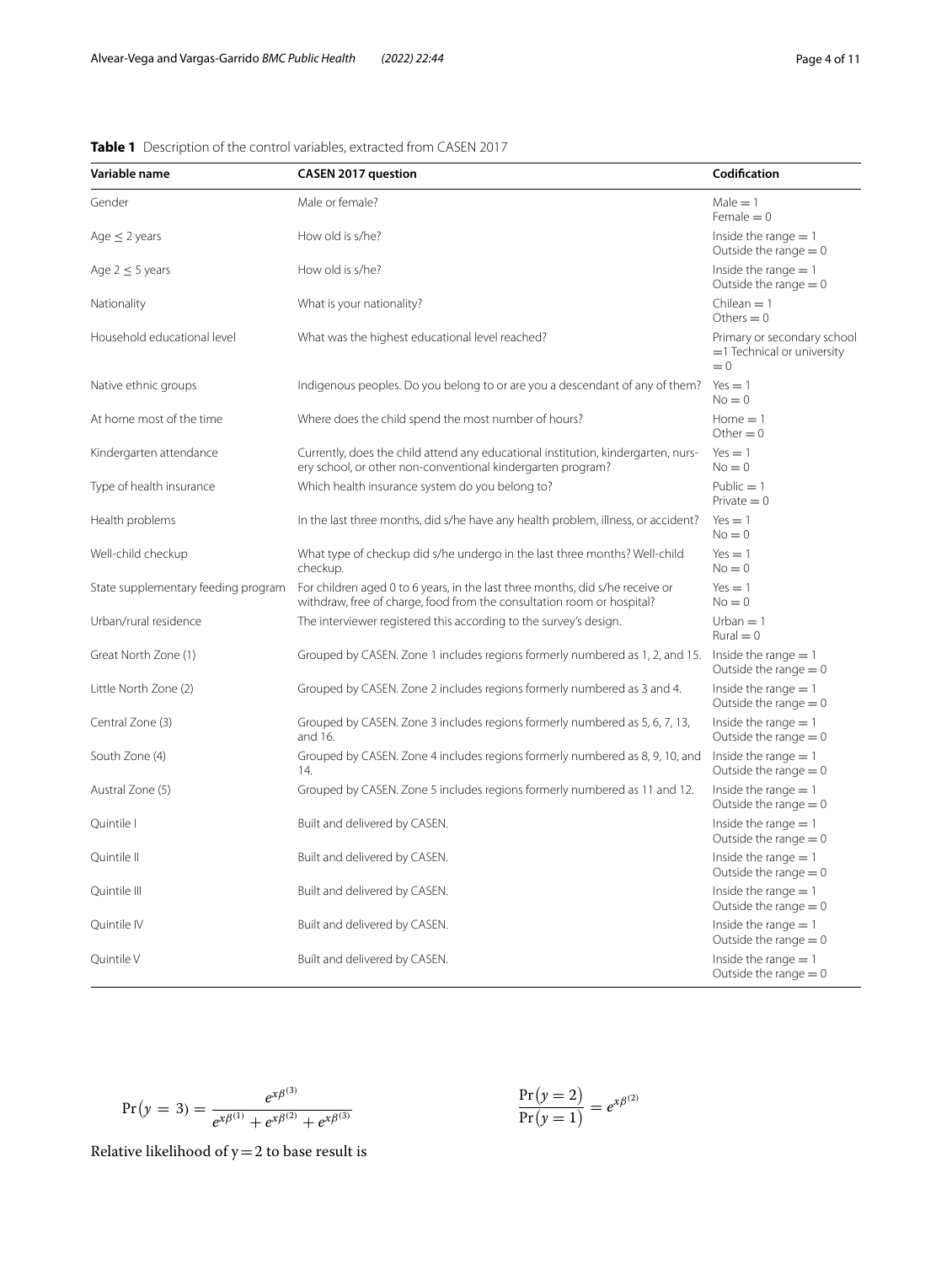**Table 1** Description of the control variables, extracted from CASEN 2017

| Variable name | CASEN 2017 question | Codification |
|---|---|---|
| Gender | Male or female? | Male = 1<br>Female = 0 |
| Age ≤ 2 years | How old is s/he? | Inside the range = 1<br>Outside the range = 0 |
| Age 2 ≤ 5 years | How old is s/he? | Inside the range = 1<br>Outside the range = 0 |
| Nationality | What is your nationality? | Chilean = 1<br>Others = 0 |
| Household educational level | What was the highest educational level reached? | Primary or secondary school =1 Technical or university = 0 |
| Native ethnic groups | Indigenous peoples. Do you belong to or are you a descendant of any of them? | Yes = 1<br>No = 0 |
| At home most of the time | Where does the child spend the most number of hours? | Home = 1<br>Other = 0 |
| Kindergarten attendance | Currently, does the child attend any educational institution, kindergarten, nursery school, or other non-conventional kindergarten program? | Yes = 1<br>No = 0 |
| Type of health insurance | Which health insurance system do you belong to? | Public = 1<br>Private = 0 |
| Health problems | In the last three months, did s/he have any health problem, illness, or accident? | Yes = 1<br>No = 0 |
| Well-child checkup | What type of checkup did s/he undergo in the last three months? Well-child checkup. | Yes = 1<br>No = 0 |
| State supplementary feeding program | For children aged 0 to 6 years, in the last three months, did s/he receive or withdraw, free of charge, food from the consultation room or hospital? | Yes = 1<br>No = 0 |
| Urban/rural residence | The interviewer registered this according to the survey's design. | Urban = 1<br>Rural = 0 |
| Great North Zone (1) | Grouped by CASEN. Zone 1 includes regions formerly numbered as 1, 2, and 15. | Inside the range = 1<br>Outside the range = 0 |
| Little North Zone (2) | Grouped by CASEN. Zone 2 includes regions formerly numbered as 3 and 4. | Inside the range = 1<br>Outside the range = 0 |
| Central Zone (3) | Grouped by CASEN. Zone 3 includes regions formerly numbered as 5, 6, 7, 13, and 16. | Inside the range = 1<br>Outside the range = 0 |
| South Zone (4) | Grouped by CASEN. Zone 4 includes regions formerly numbered as 8, 9, 10, and 14. | Inside the range = 1<br>Outside the range = 0 |
| Austral Zone (5) | Grouped by CASEN. Zone 5 includes regions formerly numbered as 11 and 12. | Inside the range = 1<br>Outside the range = 0 |
| Quintile I | Built and delivered by CASEN. | Inside the range = 1<br>Outside the range = 0 |
| Quintile II | Built and delivered by CASEN. | Inside the range = 1<br>Outside the range = 0 |
| Quintile III | Built and delivered by CASEN. | Inside the range = 1<br>Outside the range = 0 |
| Quintile IV | Built and delivered by CASEN. | Inside the range = 1<br>Outside the range = 0 |
| Quintile V | Built and delivered by CASEN. | Inside the range = 1<br>Outside the range = 0 |

$$\Pr(y = 3) = \frac{e^{x\beta^{(3)}}}{e^{x\beta^{(1)}} + e^{x\beta^{(2)}} + e^{x\beta^{(3)}}}$$

Relative likelihood of y = 2 to base result is

$$\frac{\Pr(y = 2)}{\Pr(y = 1)} = e^{x\beta^{(2)}}$$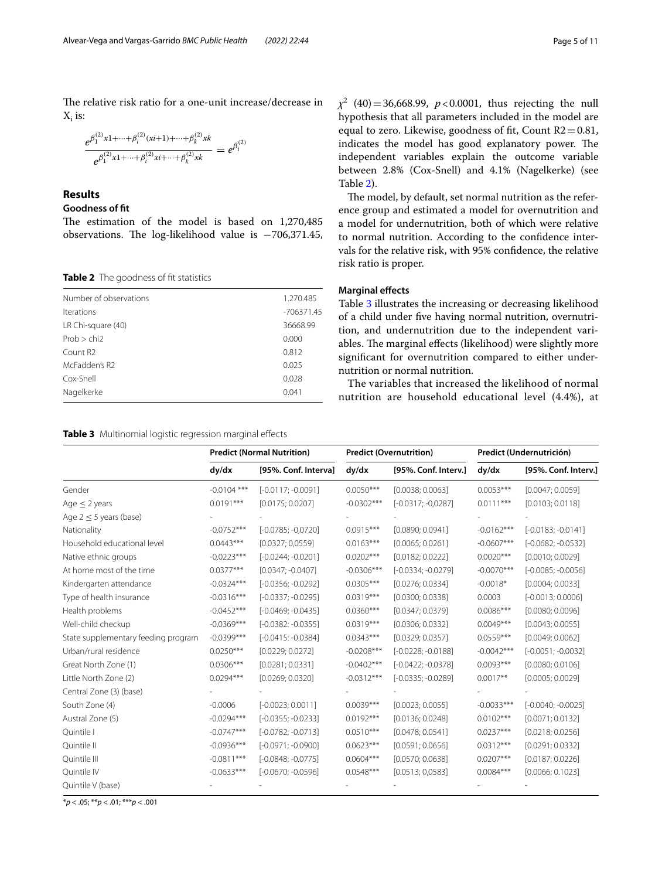The relative risk ratio for a one-unit increase/decrease in $X_i$ is:

$$\frac{e^{\beta_1^{(2)}x1+\cdots+\beta_i^{(2)}(xi+1)+\cdots+\beta_k^{(2)}xk}}{e^{\beta_1^{(2)}x1+\cdots+\beta_i^{(2)}xi+\cdots+\beta_k^{(2)}xk}} = e^{\beta_i^{(2)}}$$

## Results

### Goodness of fit

The estimation of the model is based on 1,270,485 observations. The log-likelihood value is −706,371.45, $\chi^2$ (40) = 36,668.99, $p < 0.0001$, thus rejecting the null hypothesis that all parameters included in the model are equal to zero. Likewise, goodness of fit, Count R2 = 0.81, indicates the model has good explanatory power. The independent variables explain the outcome variable between 2.8% (Cox-Snell) and 4.1% (Nagelkerke) (see Table 2).

**Table 2** The goodness of fit statistics

| | |
|---|---|
| Number of observations | 1.270.485 |
| Iterations | -706371.45 |
| LR Chi-square (40) | 36668.99 |
| Prob > chi2 | 0.000 |
| Count R2 | 0.812 |
| McFadden's R2 | 0.025 |
| Cox-Snell | 0.028 |
| Nagelkerke | 0.041 |

The model, by default, set normal nutrition as the reference group and estimated a model for overnutrition and a model for undernutrition, both of which were relative to normal nutrition. According to the confidence intervals for the relative risk, with 95% confidence, the relative risk ratio is proper.

### Marginal effects

Table 3 illustrates the increasing or decreasing likelihood of a child under five having normal nutrition, overnutrition, and undernutrition due to the independent variables. The marginal effects (likelihood) were slightly more significant for overnutrition compared to either undernutrition or normal nutrition.

The variables that increased the likelihood of normal nutrition are household educational level (4.4%), at

**Table 3** Multinomial logistic regression marginal effects

| | Predict (Normal Nutrition) | | Predict (Overnutrition) | | Predict (Undernutrición) | |
|---|---|---|---|---|---|---|
| | dy/dx | [95%. Conf. Interval] | dy/dx | [95%. Conf. Interv.] | dy/dx | [95%. Conf. Interv.] |
| Gender | -0.0104 *** | [-0.0117; -0.0091] | 0.0050*** | [0.0038; 0.0063] | 0.0053*** | [0.0047; 0.0059] |
| Age ≤ 2 years | 0.0191*** | [0.0175; 0.0207] | -0.0302*** | [-0.0317; -0,0287] | 0.0111*** | [0.0103; 0.0118] |
| Age 2 ≤ 5 years (base) | - | - | - | - | - | - |
| Nationality | -0.0752*** | [-0.0785; -0,0720] | 0.0915*** | [0.0890; 0.0941] | -0.0162*** | [-0.0183; -0.0141] |
| Household educational level | 0.0443*** | [0.0327; 0,0559] | 0.0163*** | [0.0065; 0.0261] | -0.0607*** | [-0.0682; -0.0532] |
| Native ethnic groups | -0.0223*** | [-0.0244; -0.0201] | 0.0202*** | [0.0182; 0.0222] | 0.0020*** | [0.0010; 0.0029] |
| At home most of the time | 0.0377*** | [0.0347; -0.0407] | -0.0306*** | [-0.0334; -0.0279] | -0.0070*** | [-0.0085; -0.0056] |
| Kindergarten attendance | -0.0324*** | [-0.0356; -0.0292] | 0.0305*** | [0.0276; 0.0334] | -0.0018* | [0.0004; 0.0033] |
| Type of health insurance | -0.0316*** | [-0.0337; -0.0295] | 0.0319*** | [0.0300; 0.0338] | 0.0003 | [-0.0013; 0.0006] |
| Health problems | -0.0452*** | [-0.0469; -0.0435] | 0.0360*** | [0.0347; 0.0379] | 0.0086*** | [0.0080; 0.0096] |
| Well-child checkup | -0.0369*** | [-0.0382: -0.0355] | 0.0319*** | [0.0306; 0.0332] | 0.0049*** | [0.0043; 0.0055] |
| State supplementary feeding program | -0.0399*** | [-0.0415: -0.0384] | 0.0343*** | [0.0329; 0.0357] | 0.0559*** | [0.0049; 0.0062] |
| Urban/rural residence | 0.0250*** | [0.0229; 0.0272] | -0.0208*** | [-0.0228; -0.0188] | -0.0042*** | [-0.0051; -0.0032] |
| Great North Zone (1) | 0.0306*** | [0.0281; 0.0331] | -0.0402*** | [-0.0422; -0.0378] | 0.0093*** | [0.0080; 0.0106] |
| Little North Zone (2) | 0.0294*** | [0.0269; 0.0320] | -0.0312*** | [-0.0335; -0.0289] | 0.0017** | [0.0005; 0.0029] |
| Central Zone (3) (base) | - | - | - | - | - | - |
| South Zone (4) | -0.0006 | [-0.0023; 0.0011] | 0.0039*** | [0.0023; 0.0055] | -0.0033*** | [-0.0040; -0.0025] |
| Austral Zone (5) | -0.0294*** | [-0.0355; -0.0233] | 0.0192*** | [0.0136; 0.0248] | 0.0102*** | [0.0071; 0.0132] |
| Quintile I | -0.0747*** | [-0.0782; -0.0713] | 0.0510*** | [0.0478; 0.0541] | 0.0237*** | [0.0218; 0.0256] |
| Quintile II | -0.0936*** | [-0.0971; -0.0900] | 0.0623*** | [0.0591; 0.0656] | 0.0312*** | [0.0291; 0.0332] |
| Quintile III | -0.0811*** | [-0.0848; -0.0775] | 0.0604*** | [0.0570; 0.0638] | 0.0207*** | [0.0187; 0.0226] |
| Quintile IV | -0.0633*** | [-0.0670; -0.0596] | 0.0548*** | [0.0513; 0,0583] | 0.0084*** | [0.0066; 0.1023] |
| Quintile V (base) | - | - | - | - | - | - |

*p < .05; **p < .01; ***p < .001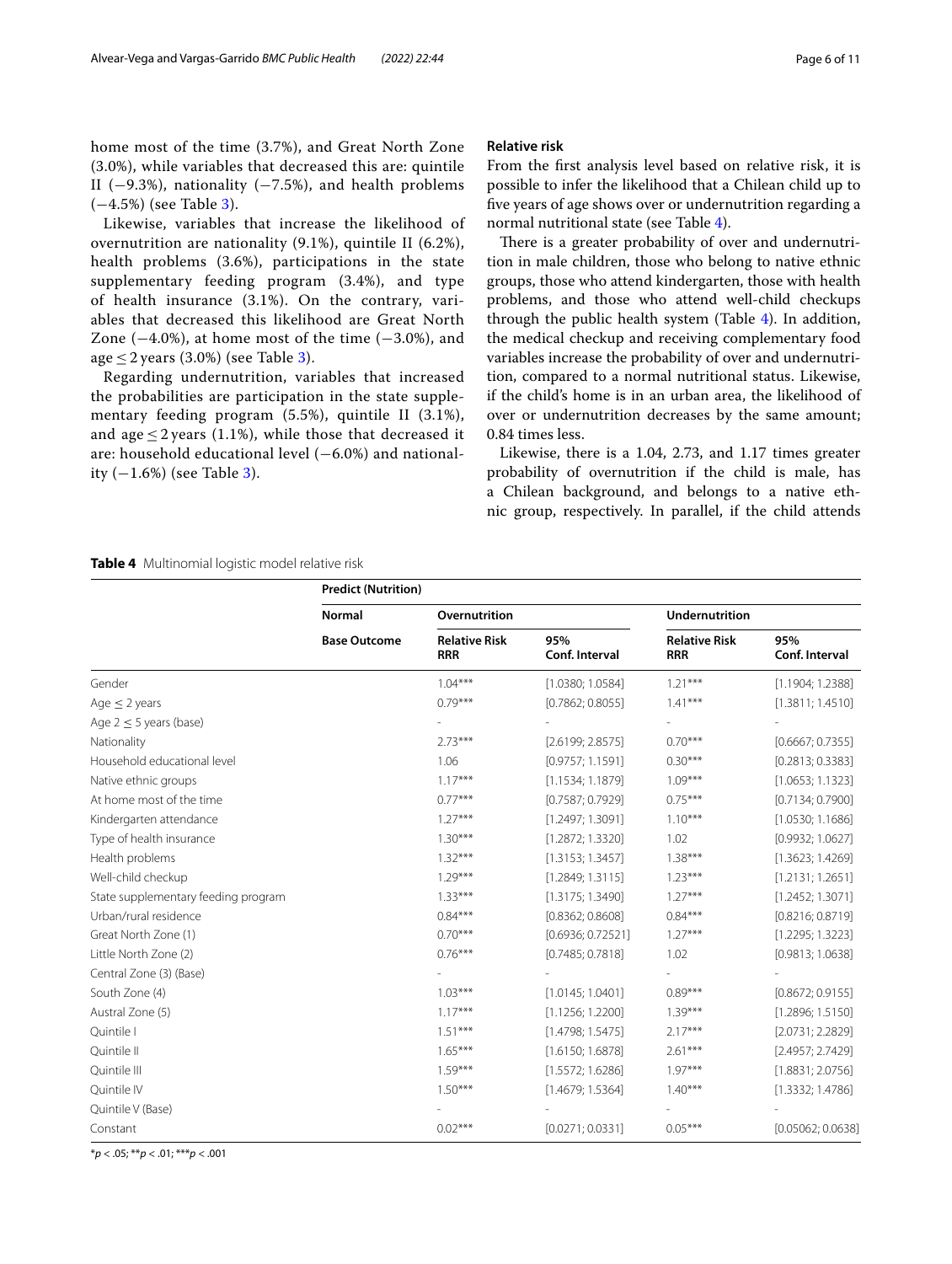home most of the time (3.7%), and Great North Zone (3.0%), while variables that decreased this are: quintile II (−9.3%), nationality (−7.5%), and health problems (−4.5%) (see Table 3).

Likewise, variables that increase the likelihood of overnutrition are nationality (9.1%), quintile II (6.2%), health problems (3.6%), participations in the state supplementary feeding program (3.4%), and type of health insurance (3.1%). On the contrary, variables that decreased this likelihood are Great North Zone (−4.0%), at home most of the time (−3.0%), and age ≤ 2 years (3.0%) (see Table 3).

Regarding undernutrition, variables that increased the probabilities are participation in the state supplementary feeding program (5.5%), quintile II (3.1%), and age ≤ 2 years (1.1%), while those that decreased it are: household educational level (−6.0%) and nationality (−1.6%) (see Table 3).

### Relative risk

From the first analysis level based on relative risk, it is possible to infer the likelihood that a Chilean child up to five years of age shows over or undernutrition regarding a normal nutritional state (see Table 4).

There is a greater probability of over and undernutrition in male children, those who belong to native ethnic groups, those who attend kindergarten, those with health problems, and those who attend well-child checkups through the public health system (Table 4). In addition, the medical checkup and receiving complementary food variables increase the probability of over and undernutrition, compared to a normal nutritional status. Likewise, if the child's home is in an urban area, the likelihood of over or undernutrition decreases by the same amount; 0.84 times less.

Likewise, there is a 1.04, 2.73, and 1.17 times greater probability of overnutrition if the child is male, has a Chilean background, and belongs to a native ethnic group, respectively. In parallel, if the child attends

**Table 4** Multinomial logistic model relative risk

| | Predict (Nutrition) | | | | |
|---|---|---|---|---|---|
| | Normal | Overnutrition | | Undernutrition | |
| | Base Outcome | Relative Risk RRR | 95% Conf. Interval | Relative Risk RRR | 95% Conf. Interval |
| Gender | | 1.04*** | [1.0380; 1.0584] | 1.21*** | [1.1904; 1.2388] |
| Age ≤ 2 years | | 0.79*** | [0.7862; 0.8055] | 1.41*** | [1.3811; 1.4510] |
| Age 2 ≤ 5 years (base) | | - | - | - | - |
| Nationality | | 2.73*** | [2.6199; 2.8575] | 0.70*** | [0.6667; 0.7355] |
| Household educational level | | 1.06 | [0.9757; 1.1591] | 0.30*** | [0.2813; 0.3383] |
| Native ethnic groups | | 1.17*** | [1.1534; 1.1879] | 1.09*** | [1.0653; 1.1323] |
| At home most of the time | | 0.77*** | [0.7587; 0.7929] | 0.75*** | [0.7134; 0.7900] |
| Kindergarten attendance | | 1.27*** | [1.2497; 1.3091] | 1.10*** | [1.0530; 1.1686] |
| Type of health insurance | | 1.30*** | [1.2872; 1.3320] | 1.02 | [0.9932; 1.0627] |
| Health problems | | 1.32*** | [1.3153; 1.3457] | 1.38*** | [1.3623; 1.4269] |
| Well-child checkup | | 1.29*** | [1.2849; 1.3115] | 1.23*** | [1.2131; 1.2651] |
| State supplementary feeding program | | 1.33*** | [1.3175; 1.3490] | 1.27*** | [1.2452; 1.3071] |
| Urban/rural residence | | 0.84*** | [0.8362; 0.8608] | 0.84*** | [0.8216; 0.8719] |
| Great North Zone (1) | | 0.70*** | [0.6936; 0.72521] | 1.27*** | [1.2295; 1.3223] |
| Little North Zone (2) | | 0.76*** | [0.7485; 0.7818] | 1.02 | [0.9813; 1.0638] |
| Central Zone (3) (Base) | | - | - | - | - |
| South Zone (4) | | 1.03*** | [1.0145; 1.0401] | 0.89*** | [0.8672; 0.9155] |
| Austral Zone (5) | | 1.17*** | [1.1256; 1.2200] | 1.39*** | [1.2896; 1.5150] |
| Quintile I | | 1.51*** | [1.4798; 1.5475] | 2.17*** | [2.0731; 2.2829] |
| Quintile II | | 1.65*** | [1.6150; 1.6878] | 2.61*** | [2.4957; 2.7429] |
| Quintile III | | 1.59*** | [1.5572; 1.6286] | 1.97*** | [1.8831; 2.0756] |
| Quintile IV | | 1.50*** | [1.4679; 1.5364] | 1.40*** | [1.3332; 1.4786] |
| Quintile V (Base) | | - | - | - | - |
| Constant | | 0.02*** | [0.0271; 0.0331] | 0.05*** | [0.05062; 0.0638] |

*$p < .05$; **$p < .01$; ***$p < .001$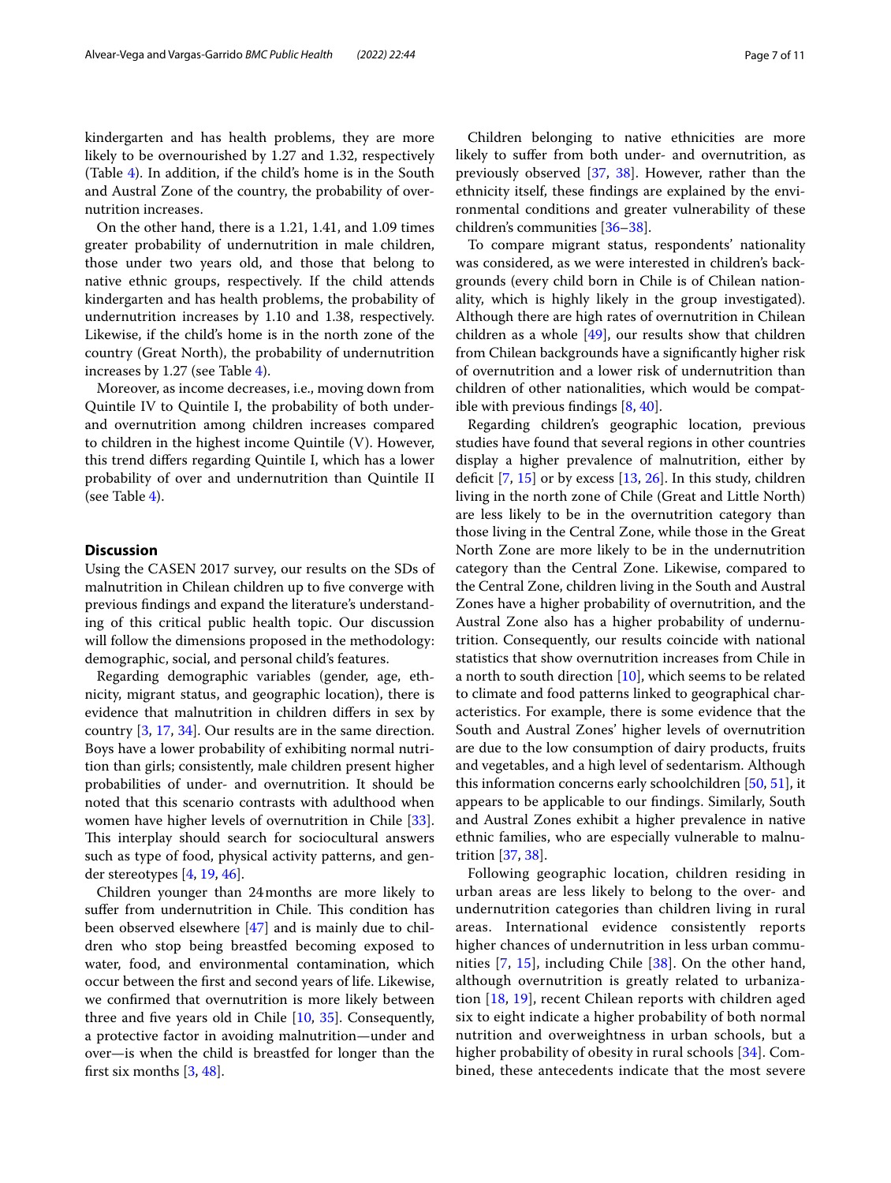kindergarten and has health problems, they are more likely to be overnourished by 1.27 and 1.32, respectively (Table 4). In addition, if the child's home is in the South and Austral Zone of the country, the probability of overnutrition increases.

On the other hand, there is a 1.21, 1.41, and 1.09 times greater probability of undernutrition in male children, those under two years old, and those that belong to native ethnic groups, respectively. If the child attends kindergarten and has health problems, the probability of undernutrition increases by 1.10 and 1.38, respectively. Likewise, if the child's home is in the north zone of the country (Great North), the probability of undernutrition increases by 1.27 (see Table 4).

Moreover, as income decreases, i.e., moving down from Quintile IV to Quintile I, the probability of both under- and overnutrition among children increases compared to children in the highest income Quintile (V). However, this trend differs regarding Quintile I, which has a lower probability of over and undernutrition than Quintile II (see Table 4).

## Discussion

Using the CASEN 2017 survey, our results on the SDs of malnutrition in Chilean children up to five converge with previous findings and expand the literature's understanding of this critical public health topic. Our discussion will follow the dimensions proposed in the methodology: demographic, social, and personal child's features.

Regarding demographic variables (gender, age, ethnicity, migrant status, and geographic location), there is evidence that malnutrition in children differs in sex by country [3, 17, 34]. Our results are in the same direction. Boys have a lower probability of exhibiting normal nutrition than girls; consistently, male children present higher probabilities of under- and overnutrition. It should be noted that this scenario contrasts with adulthood when women have higher levels of overnutrition in Chile [33]. This interplay should search for sociocultural answers such as type of food, physical activity patterns, and gender stereotypes [4, 19, 46].

Children younger than 24 months are more likely to suffer from undernutrition in Chile. This condition has been observed elsewhere [47] and is mainly due to children who stop being breastfed becoming exposed to water, food, and environmental contamination, which occur between the first and second years of life. Likewise, we confirmed that overnutrition is more likely between three and five years old in Chile [10, 35]. Consequently, a protective factor in avoiding malnutrition—under and over—is when the child is breastfed for longer than the first six months [3, 48].

Children belonging to native ethnicities are more likely to suffer from both under- and overnutrition, as previously observed [37, 38]. However, rather than the ethnicity itself, these findings are explained by the environmental conditions and greater vulnerability of these children's communities [36–38].

To compare migrant status, respondents' nationality was considered, as we were interested in children's backgrounds (every child born in Chile is of Chilean nationality, which is highly likely in the group investigated). Although there are high rates of overnutrition in Chilean children as a whole [49], our results show that children from Chilean backgrounds have a significantly higher risk of overnutrition and a lower risk of undernutrition than children of other nationalities, which would be compatible with previous findings [8, 40].

Regarding children's geographic location, previous studies have found that several regions in other countries display a higher prevalence of malnutrition, either by deficit [7, 15] or by excess [13, 26]. In this study, children living in the north zone of Chile (Great and Little North) are less likely to be in the overnutrition category than those living in the Central Zone, while those in the Great North Zone are more likely to be in the undernutrition category than the Central Zone. Likewise, compared to the Central Zone, children living in the South and Austral Zones have a higher probability of overnutrition, and the Austral Zone also has a higher probability of undernutrition. Consequently, our results coincide with national statistics that show overnutrition increases from Chile in a north to south direction [10], which seems to be related to climate and food patterns linked to geographical characteristics. For example, there is some evidence that the South and Austral Zones' higher levels of overnutrition are due to the low consumption of dairy products, fruits and vegetables, and a high level of sedentarism. Although this information concerns early schoolchildren [50, 51], it appears to be applicable to our findings. Similarly, South and Austral Zones exhibit a higher prevalence in native ethnic families, who are especially vulnerable to malnutrition [37, 38].

Following geographic location, children residing in urban areas are less likely to belong to the over- and undernutrition categories than children living in rural areas. International evidence consistently reports higher chances of undernutrition in less urban communities [7, 15], including Chile [38]. On the other hand, although overnutrition is greatly related to urbanization [18, 19], recent Chilean reports with children aged six to eight indicate a higher probability of both normal nutrition and overweightness in urban schools, but a higher probability of obesity in rural schools [34]. Combined, these antecedents indicate that the most severe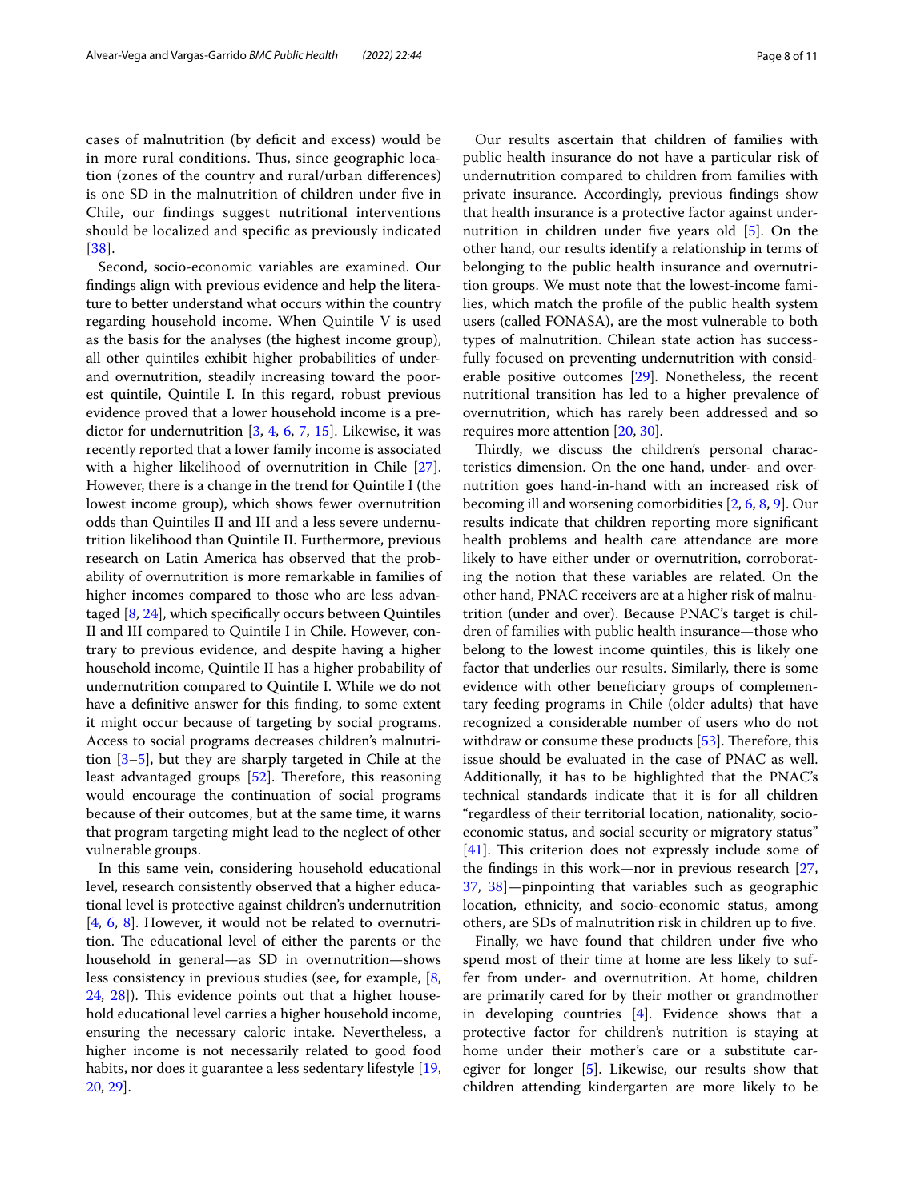cases of malnutrition (by deficit and excess) would be in more rural conditions. Thus, since geographic location (zones of the country and rural/urban differences) is one SD in the malnutrition of children under five in Chile, our findings suggest nutritional interventions should be localized and specific as previously indicated [38].

Second, socio-economic variables are examined. Our findings align with previous evidence and help the literature to better understand what occurs within the country regarding household income. When Quintile V is used as the basis for the analyses (the highest income group), all other quintiles exhibit higher probabilities of under- and overnutrition, steadily increasing toward the poorest quintile, Quintile I. In this regard, robust previous evidence proved that a lower household income is a predictor for undernutrition [3, 4, 6, 7, 15]. Likewise, it was recently reported that a lower family income is associated with a higher likelihood of overnutrition in Chile [27]. However, there is a change in the trend for Quintile I (the lowest income group), which shows fewer overnutrition odds than Quintiles II and III and a less severe undernutrition likelihood than Quintile II. Furthermore, previous research on Latin America has observed that the probability of overnutrition is more remarkable in families of higher incomes compared to those who are less advantaged [8, 24], which specifically occurs between Quintiles II and III compared to Quintile I in Chile. However, contrary to previous evidence, and despite having a higher household income, Quintile II has a higher probability of undernutrition compared to Quintile I. While we do not have a definitive answer for this finding, to some extent it might occur because of targeting by social programs. Access to social programs decreases children's malnutrition [3–5], but they are sharply targeted in Chile at the least advantaged groups [52]. Therefore, this reasoning would encourage the continuation of social programs because of their outcomes, but at the same time, it warns that program targeting might lead to the neglect of other vulnerable groups.

In this same vein, considering household educational level, research consistently observed that a higher educational level is protective against children's undernutrition [4, 6, 8]. However, it would not be related to overnutrition. The educational level of either the parents or the household in general—as SD in overnutrition—shows less consistency in previous studies (see, for example, [8, 24, 28]). This evidence points out that a higher household educational level carries a higher household income, ensuring the necessary caloric intake. Nevertheless, a higher income is not necessarily related to good food habits, nor does it guarantee a less sedentary lifestyle [19, 20, 29].

Our results ascertain that children of families with public health insurance do not have a particular risk of undernutrition compared to children from families with private insurance. Accordingly, previous findings show that health insurance is a protective factor against undernutrition in children under five years old [5]. On the other hand, our results identify a relationship in terms of belonging to the public health insurance and overnutrition groups. We must note that the lowest-income families, which match the profile of the public health system users (called FONASA), are the most vulnerable to both types of malnutrition. Chilean state action has successfully focused on preventing undernutrition with considerable positive outcomes [29]. Nonetheless, the recent nutritional transition has led to a higher prevalence of overnutrition, which has rarely been addressed and so requires more attention [20, 30].

Thirdly, we discuss the children's personal characteristics dimension. On the one hand, under- and overnutrition goes hand-in-hand with an increased risk of becoming ill and worsening comorbidities [2, 6, 8, 9]. Our results indicate that children reporting more significant health problems and health care attendance are more likely to have either under or overnutrition, corroborating the notion that these variables are related. On the other hand, PNAC receivers are at a higher risk of malnutrition (under and over). Because PNAC's target is children of families with public health insurance—those who belong to the lowest income quintiles, this is likely one factor that underlies our results. Similarly, there is some evidence with other beneficiary groups of complementary feeding programs in Chile (older adults) that have recognized a considerable number of users who do not withdraw or consume these products [53]. Therefore, this issue should be evaluated in the case of PNAC as well. Additionally, it has to be highlighted that the PNAC's technical standards indicate that it is for all children "regardless of their territorial location, nationality, socio-economic status, and social security or migratory status" [41]. This criterion does not expressly include some of the findings in this work—nor in previous research [27, 37, 38]—pinpointing that variables such as geographic location, ethnicity, and socio-economic status, among others, are SDs of malnutrition risk in children up to five.

Finally, we have found that children under five who spend most of their time at home are less likely to suffer from under- and overnutrition. At home, children are primarily cared for by their mother or grandmother in developing countries [4]. Evidence shows that a protective factor for children's nutrition is staying at home under their mother's care or a substitute caregiver for longer [5]. Likewise, our results show that children attending kindergarten are more likely to be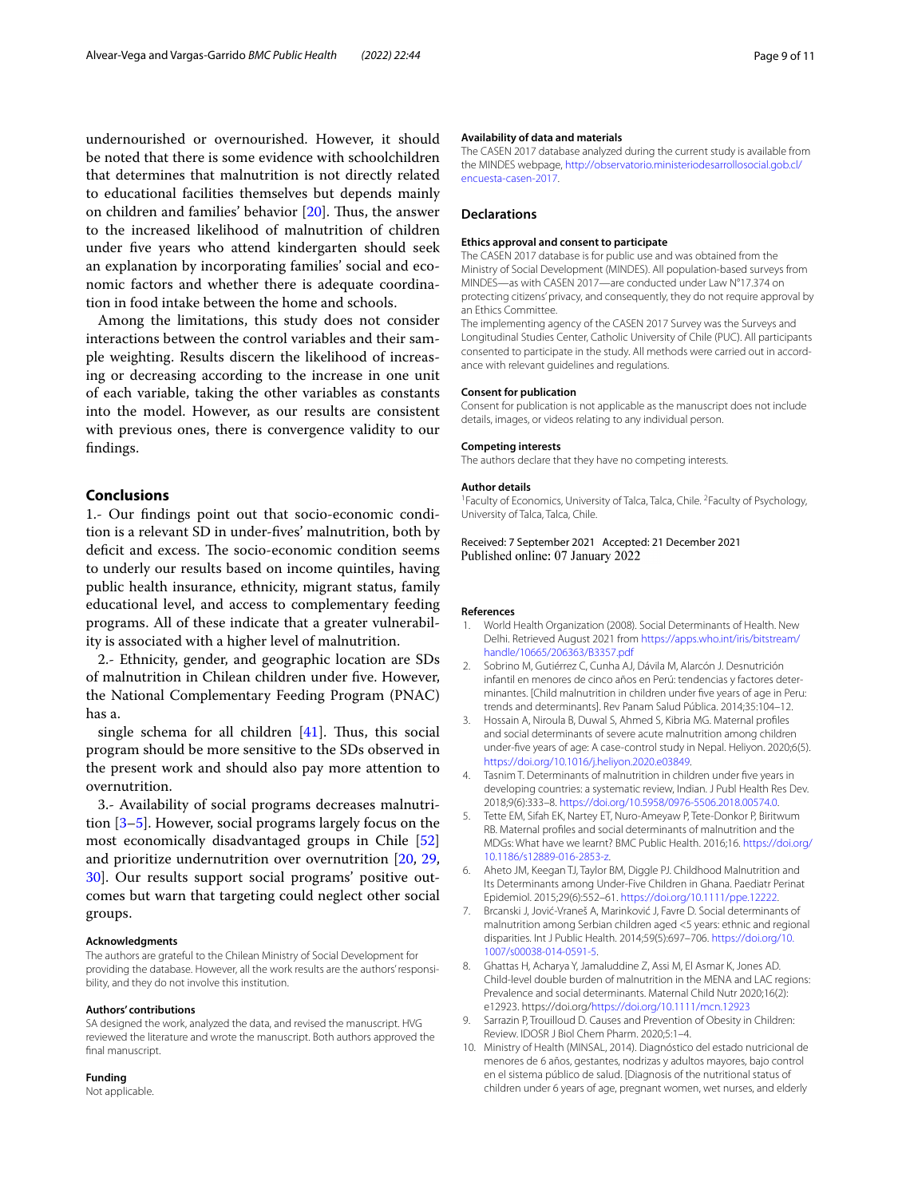undernourished or overnourished. However, it should be noted that there is some evidence with schoolchildren that determines that malnutrition is not directly related to educational facilities themselves but depends mainly on children and families' behavior [20]. Thus, the answer to the increased likelihood of malnutrition of children under five years who attend kindergarten should seek an explanation by incorporating families' social and economic factors and whether there is adequate coordination in food intake between the home and schools.

Among the limitations, this study does not consider interactions between the control variables and their sample weighting. Results discern the likelihood of increasing or decreasing according to the increase in one unit of each variable, taking the other variables as constants into the model. However, as our results are consistent with previous ones, there is convergence validity to our findings.

## Conclusions

1.- Our findings point out that socio-economic condition is a relevant SD in under-fives' malnutrition, both by deficit and excess. The socio-economic condition seems to underly our results based on income quintiles, having public health insurance, ethnicity, migrant status, family educational level, and access to complementary feeding programs. All of these indicate that a greater vulnerability is associated with a higher level of malnutrition.

2.- Ethnicity, gender, and geographic location are SDs of malnutrition in Chilean children under five. However, the National Complementary Feeding Program (PNAC) has a.

single schema for all children [41]. Thus, this social program should be more sensitive to the SDs observed in the present work and should also pay more attention to overnutrition.

3.- Availability of social programs decreases malnutrition [3–5]. However, social programs largely focus on the most economically disadvantaged groups in Chile [52] and prioritize undernutrition over overnutrition [20, 29, 30]. Our results support social programs' positive outcomes but warn that targeting could neglect other social groups.

### Acknowledgments

The authors are grateful to the Chilean Ministry of Social Development for providing the database. However, all the work results are the authors' responsibility, and they do not involve this institution.

### Authors' contributions

SA designed the work, analyzed the data, and revised the manuscript. HVG reviewed the literature and wrote the manuscript. Both authors approved the final manuscript.

### Funding

Not applicable.

### Availability of data and materials

The CASEN 2017 database analyzed during the current study is available from the MINDES webpage, http://observatorio.ministeriodesarrollosocial.gob.cl/encuesta-casen-2017.

## Declarations

### Ethics approval and consent to participate

The CASEN 2017 database is for public use and was obtained from the Ministry of Social Development (MINDES). All population-based surveys from MINDES—as with CASEN 2017—are conducted under Law N°17.374 on protecting citizens' privacy, and consequently, they do not require approval by an Ethics Committee.

The implementing agency of the CASEN 2017 Survey was the Surveys and Longitudinal Studies Center, Catholic University of Chile (PUC). All participants consented to participate in the study. All methods were carried out in accordance with relevant guidelines and regulations.

### Consent for publication

Consent for publication is not applicable as the manuscript does not include details, images, or videos relating to any individual person.

### Competing interests

The authors declare that they have no competing interests.

### Author details

[1]Faculty of Economics, University of Talca, Talca, Chile. [2]Faculty of Psychology, University of Talca, Talca, Chile.

Received: 7 September 2021 Accepted: 21 December 2021
Published online: 07 January 2022

### References

1. World Health Organization (2008). Social Determinants of Health. New Delhi. Retrieved August 2021 from https://apps.who.int/iris/bitstream/handle/10665/206363/B3357.pdf
2. Sobrino M, Gutiérrez C, Cunha AJ, Dávila M, Alarcón J. Desnutrición infantil en menores de cinco años en Perú: tendencias y factores determinantes. [Child malnutrition in children under five years of age in Peru: trends and determinants]. Rev Panam Salud Pública. 2014;35:104–12.
3. Hossain A, Niroula B, Duwal S, Ahmed S, Kibria MG. Maternal profiles and social determinants of severe acute malnutrition among children under-five years of age: A case-control study in Nepal. Heliyon. 2020;6(5). https://doi.org/10.1016/j.heliyon.2020.e03849.
4. Tasnim T. Determinants of malnutrition in children under five years in developing countries: a systematic review, Indian. J Publ Health Res Dev. 2018;9(6):333–8. https://doi.org/10.5958/0976-5506.2018.00574.0.
5. Tette EM, Sifah EK, Nartey ET, Nuro-Ameyaw P, Tete-Donkor P, Biritwum RB. Maternal profiles and social determinants of malnutrition and the MDGs: What have we learnt? BMC Public Health. 2016;16. https://doi.org/10.1186/s12889-016-2853-z.
6. Aheto JM, Keegan TJ, Taylor BM, Diggle PJ. Childhood Malnutrition and Its Determinants among Under-Five Children in Ghana. Paediatr Perinat Epidemiol. 2015;29(6):552–61. https://doi.org/10.1111/ppe.12222.
7. Brcanski J, Jović-Vraneš A, Marinković J, Favre D. Social determinants of malnutrition among Serbian children aged <5 years: ethnic and regional disparities. Int J Public Health. 2014;59(5):697–706. https://doi.org/10.1007/s00038-014-0591-5.
8. Ghattas H, Acharya Y, Jamaluddine Z, Assi M, El Asmar K, Jones AD. Child-level double burden of malnutrition in the MENA and LAC regions: Prevalence and social determinants. Maternal Child Nutr 2020;16(2): e12923. https://doi.org/https://doi.org/10.1111/mcn.12923
9. Sarrazin P, Trouilloud D. Causes and Prevention of Obesity in Children: Review. IDOSR J Biol Chem Pharm. 2020;5:1–4.
10. Ministry of Health (MINSAL, 2014). Diagnóstico del estado nutricional de menores de 6 años, gestantes, nodrizas y adultos mayores, bajo control en el sistema público de salud. [Diagnosis of the nutritional status of children under 6 years of age, pregnant women, wet nurses, and elderly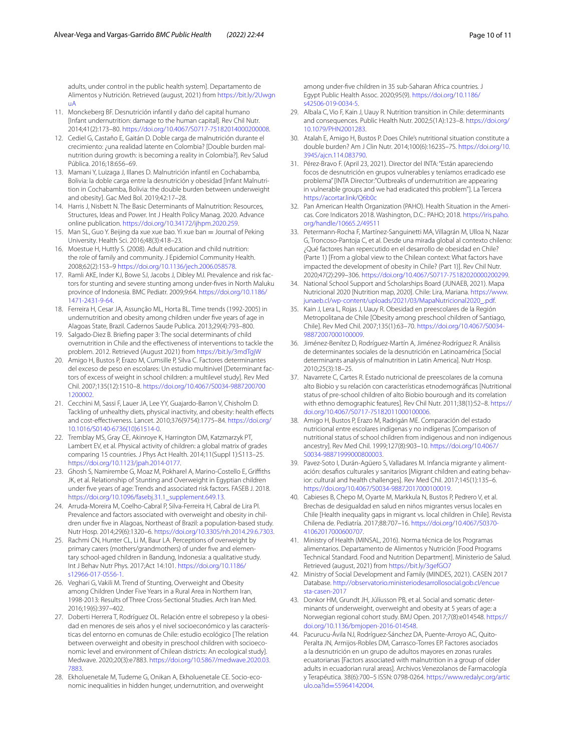adults, under control in the public health system]. Departamento de Alimentos y Nutrición. Retrieved (august, 2021) from https://bit.ly/2UwgnuA

11. Monckeberg BF. Desnutrición infantil y daño del capital humano [Infant undernutrition: damage to the human capital]. Rev Chil Nutr. 2014;41(2):173–80. https://doi.org/10.4067/S0717-75182014000200008.
12. Cediel G, Castaño E, Gaitán D. Doble carga de malnutrición durante el crecimiento: ¿una realidad latente en Colombia? [Double burden malnutrition during growth: is becoming a reality in Colombia?]. Rev Salud Pública. 2016;18:656–69.
13. Mamani Y, Luizaga J, Illanes D. Malnutrición infantil en Cochabamba, Bolivia: la doble carga entre la desnutrición y obesidad [Infant Malnutrition in Cochabamba, Bolivia: the double burden between underweight and obesity]. Gac Med Bol. 2019;42:17–28.
14. Harris J, Nisbett N. The Basic Determinants of Malnutrition: Resources, Structures, Ideas and Power. Int J Health Policy Manag. 2020. Advance online publication. https://doi.org/10.34172/ijhpm.2020.259.
15. Man SL, Guo Y. Beijing da xue xue bao. Yi xue ban = Journal of Peking University. Health Sci. 2016;48(3):418–23.
16. Moestue H, Huttly S. (2008). Adult education and child nutrition: the role of family and community. J Epidemiol Community Health. 2008;62(2):153–9 https://doi.org/10.1136/jech.2006.058578.
17. Ramli AKE, Inder KJ, Bowe SJ, Jacobs J, Dibley MJ. Prevalence and risk factors for stunting and severe stunting among under-fives in North Maluku province of Indonesia. BMC Pediatr. 2009;9:64. https://doi.org/10.1186/1471-2431-9-64.
18. Ferreira H, Cesar JA, Assunção ML, Horta BL. Time trends (1992-2005) in undernutrition and obesity among children under five years of age in Alagoas State, Brazil. Cadernos Saude Publica. 2013;29(4):793–800.
19. Salgado-Diez B. Briefing paper 3: The social determinants of child overnutrition in Chile and the effectiveness of interventions to tackle the problem. 2012. Retrieved (August 2021) from https://bit.ly/3mdTgjW
20. Amigo H, Bustos P, Erazo M, Cumsille P, Silva C. Factores determinantes del exceso de peso en escolares: Un estudio multinivel [Determinant factors of excess of weight in school children: a multilevel study]. Rev Med Chil. 2007;135(12):1510–8. https://doi.org/10.4067/S0034-98872007001200002.
21. Cecchini M, Sassi F, Lauer JA, Lee YY, Guajardo-Barron V, Chisholm D. Tackling of unhealthy diets, physical inactivity, and obesity: health effects and cost-effectiveness. Lancet. 2010;376(9754):1775–84. https://doi.org/10.1016/S0140-6736(10)61514-0.
22. Tremblay MS, Gray CE, Akinroye K, Harrington DM, Katzmarzyk PT, Lambert EV, et al. Physical activity of children: a global matrix of grades comparing 15 countries. J Phys Act Health. 2014;11(Suppl 1):S113–25. https://doi.org/10.1123/jpah.2014-0177.
23. Ghosh S, Namirembe G, Moaz M, Pokharel A, Marino-Costello E, Griffiths JK, et al. Relationship of Stunting and Overweight in Egyptian children under five years of age: Trends and associated risk factors. FASEB J. 2018. https://doi.org/10.1096/fasebj.31.1_supplement.649.13.
24. Arruda-Moreira M, Coelho-Cabral P, Silva-Ferreira H, Cabral de Lira PI. Prevalence and factors associated with overweight and obesity in children under five in Alagoas, Northeast of Brazil: a population-based study. Nutr Hosp. 2014;29(6):1320–6. https://doi.org/10.3305/nh.2014.29.6.7303.
25. Rachmi CN, Hunter CL, Li M, Baur LA. Perceptions of overweight by primary carers (mothers/grandmothers) of under five and elementary school-aged children in Bandung, Indonesia: a qualitative study. Int J Behav Nutr Phys. 2017;Act 14:101. https://doi.org/10.1186/s12966-017-0556-1.
26. Veghari G, Vakili M. Trend of Stunting, Overweight and Obesity among Children Under Five Years in a Rural Area in Northern Iran, 1998-2013: Results of Three Cross-Sectional Studies. Arch Iran Med. 2016;19(6):397–402.
27. Doberti Herrera T, Rodríguez OL. Relación entre el sobrepeso y la obesidad en menores de seis años y el nivel socioeconómico y las características del entorno en comunas de Chile: estudio ecológico [The relation between overweight and obesity in preschool children with socioeconomic level and environment of Chilean districts: An ecological study]. Medwave. 2020;20(3):e7883. https://doi.org/10.5867/medwave.2020.03.7883.
28. Ekholuenetale M, Tudeme G, Onikan A, Ekholuenetale CE. Socio-economic inequalities in hidden hunger, undernutrition, and overweight among under-five children in 35 sub-Saharan Africa countries. J Egypt Public Health Assoc. 2020;95(9). https://doi.org/10.1186/s42506-019-0034-5.
29. Albala C, Vio F, Kain J, Uauy R. Nutrition transition in Chile: determinants and consequences. Public Health Nutr. 2002;5(1A):123–8. https://doi.org/10.1079/PHN2001283.
30. Atalah E, Amigo H, Bustos P. Does Chile's nutritional situation constitute a double burden? Am J Clin Nutr. 2014;100(6):1623S–7S. https://doi.org/10.3945/ajcn.114.083790.
31. Pérez-Bravo F. (April 23, 2021). Director del INTA: "Están apareciendo focos de desnutrición en grupos vulnerables y teníamos erradicado ese problema" [INTA Director:"Outbreaks of undernutrition are appearing in vulnerable groups and we had eradicated this problem"]. La Tercera https://acortar.link/Q6b0c
32. Pan American Health Organization (PAHO). Health Situation in the Americas. Core Indicators 2018. Washington, D.C.: PAHO; 2018. https://iris.paho.org/handle/10665.2/49511
33. Petermann-Rocha F, Martínez-Sanguinetti MA, Villagrán M, Ulloa N, Nazar G, Troncoso-Pantoja C, et al. Desde una mirada global al contexto chileno: ¿Qué factores han repercutido en el desarrollo de obesidad en Chile? (Parte 1) [From a global view to the Chilean context: What factors have impacted the development of obesity in Chile? (Part 1)]. Rev Chil Nutr. 2020;47(2):299–306. https://doi.org/10.4067/S0717-75182020000200299.
34. National School Support and Scholarships Board (JUNAEB, 2021). Mapa Nutricional 2020 [Nutrition map, 2020]. Chile: Lira, Mariana. https://www.junaeb.cl/wp-content/uploads/2021/03/MapaNutricional2020_.pdf.
35. Kain J, Lera L, Rojas J, Uauy R. Obesidad en preescolares de la Región Metropolitana de Chile [Obesity among preschool children of Santiago, Chile]. Rev Med Chil. 2007;135(1):63–70. https://doi.org/10.4067/S0034-98872007000100009.
36. Jiménez-Benítez D, Rodríguez-Martín A, Jiménez-Rodríguez R. Análisis de determinantes sociales de la desnutrición en Latinoamérica [Social determinants analysis of malnutrition in Latin America]. Nutr Hosp. 2010;25(3):18–25.
37. Navarrete C, Cartes R. Estado nutricional de preescolares de la comuna alto Biobio y su relación con características etnodemográficas [Nutritional status of pre-school children of alto Biobio bourough and its correlation with ethno demographic features]. Rev Chil Nutr. 2011;38(1):52–8. https://doi.org/10.4067/S0717-75182011000100006.
38. Amigo H, Bustos P, Erazo M, Radrigán ME. Comparación del estado nutricional entre escolares indígenas y no indígenas [Comparison of nutritional status of school children from indigenous and non indigenous ancestry]. Rev Med Chil. 1999;127(8):903–10. https://doi.org/10.4067/S0034-98871999000800003.
39. Pavez-Soto I, Durán-Agüero S, Valladares M. Infancia migrante y alimentación: desafíos culturales y sanitarios [Migrant children and eating behavior: cultural and health challenges]. Rev Med Chil. 2017;145(1):135–6. https://doi.org/10.4067/S0034-98872017000100019.
40. Cabieses B, Chepo M, Oyarte M, Markkula N, Bustos P, Pedrero V, et al. Brechas de desigualdad en salud en niños migrantes versus locales en Chile [Health inequality gaps in migrant vs. local children in Chile]. Revista Chilena de. Pediatría. 2017;88:707–16. https://doi.org/10.4067/S0370-41062017000600707.
41. Ministry of Health (MINSAL, 2016). Norma técnica de los Programas alimentarios. Departamento de Alimentos y Nutrición [Food Programs Technical Standard. Food and Nutrition Department]. Ministerio de Salud. Retrieved (august, 2021) from https://bit.ly/3gefGO7
42. Ministry of Social Development and Family (MINDES, 2021). CASEN 2017 Database. http://observatorio.ministeriodesarrollosocial.gob.cl/encuesta-casen-2017
43. Donkor HM, Grundt JH, Júlíusson PB, et al. Social and somatic determinants of underweight, overweight and obesity at 5 years of age: a Norwegian regional cohort study. BMJ Open. 2017;7(8):e014548. https://doi.org/10.1136/bmjopen-2016-014548.
44. Pacurucu-Ávila NJ, Rodríguez-Sánchez DA, Puente-Arroyo AC, Quito-Peralta JN, Armijos-Robles DM, Carrasco-Torres EP. Factores asociados a la desnutrición en un grupo de adultos mayores en zonas rurales ecuatorianas [Factors associated with malnutrition in a group of older adults in ecuadorian rural areas]. Archivos Venezolanos de Farmacología y Terapéutica. 38(6):700–5 ISSN: 0798-0264. https://www.redalyc.org/articulo.oa?id=55964142004.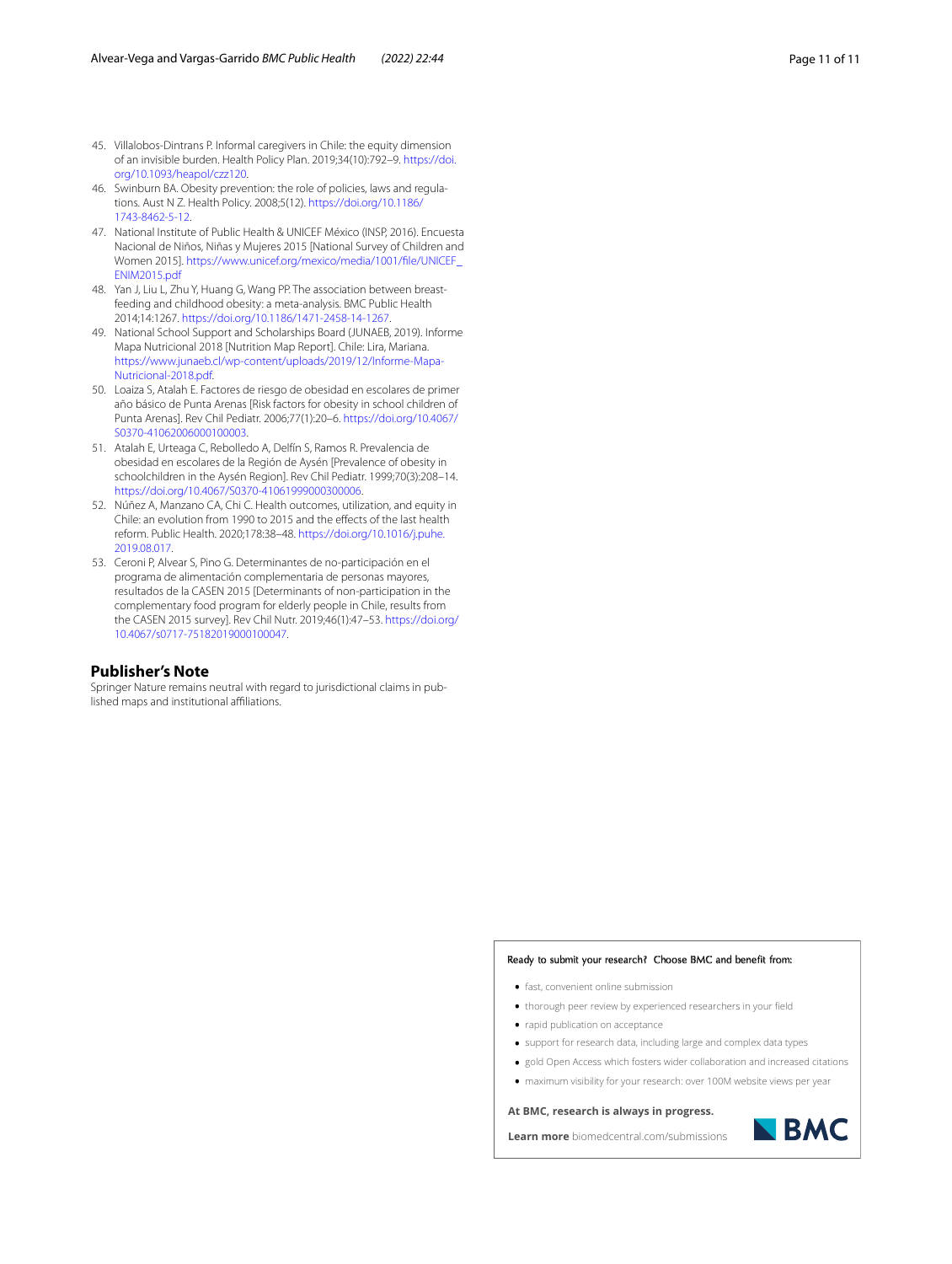45. Villalobos-Dintrans P. Informal caregivers in Chile: the equity dimension of an invisible burden. Health Policy Plan. 2019;34(10):792–9. https://doi.org/10.1093/heapol/czz120.
46. Swinburn BA. Obesity prevention: the role of policies, laws and regulations. Aust N Z. Health Policy. 2008;5(12). https://doi.org/10.1186/1743-8462-5-12.
47. National Institute of Public Health & UNICEF México (INSP, 2016). Encuesta Nacional de Niños, Niñas y Mujeres 2015 [National Survey of Children and Women 2015]. https://www.unicef.org/mexico/media/1001/file/UNICEF_ENIM2015.pdf
48. Yan J, Liu L, Zhu Y, Huang G, Wang PP. The association between breastfeeding and childhood obesity: a meta-analysis. BMC Public Health 2014;14:1267. https://doi.org/10.1186/1471-2458-14-1267.
49. National School Support and Scholarships Board (JUNAEB, 2019). Informe Mapa Nutricional 2018 [Nutrition Map Report]. Chile: Lira, Mariana. https://www.junaeb.cl/wp-content/uploads/2019/12/Informe-Mapa-Nutricional-2018.pdf.
50. Loaiza S, Atalah E. Factores de riesgo de obesidad en escolares de primer año básico de Punta Arenas [Risk factors for obesity in school children of Punta Arenas]. Rev Chil Pediatr. 2006;77(1):20–6. https://doi.org/10.4067/S0370-41062006000100003.
51. Atalah E, Urteaga C, Rebolledo A, Delfín S, Ramos R. Prevalencia de obesidad en escolares de la Región de Aysén [Prevalence of obesity in schoolchildren in the Aysén Region]. Rev Chil Pediatr. 1999;70(3):208–14. https://doi.org/10.4067/S0370-41061999000300006.
52. Núñez A, Manzano CA, Chi C. Health outcomes, utilization, and equity in Chile: an evolution from 1990 to 2015 and the effects of the last health reform. Public Health. 2020;178:38–48. https://doi.org/10.1016/j.puhe.2019.08.017.
53. Ceroni P, Alvear S, Pino G. Determinantes de no-participación en el programa de alimentación complementaria de personas mayores, resultados de la CASEN 2015 [Determinants of non-participation in the complementary food program for elderly people in Chile, results from the CASEN 2015 survey]. Rev Chil Nutr. 2019;46(1):47–53. https://doi.org/10.4067/s0717-75182019000100047.

## Publisher's Note

Springer Nature remains neutral with regard to jurisdictional claims in published maps and institutional affiliations.

Ready to submit your research? Choose BMC and benefit from:

- fast, convenient online submission
- thorough peer review by experienced researchers in your field
- rapid publication on acceptance
- support for research data, including large and complex data types
- gold Open Access which fosters wider collaboration and increased citations
- maximum visibility for your research: over 100M website views per year

**At BMC, research is always in progress.**

**Learn more** biomedcentral.com/submissions

BMC